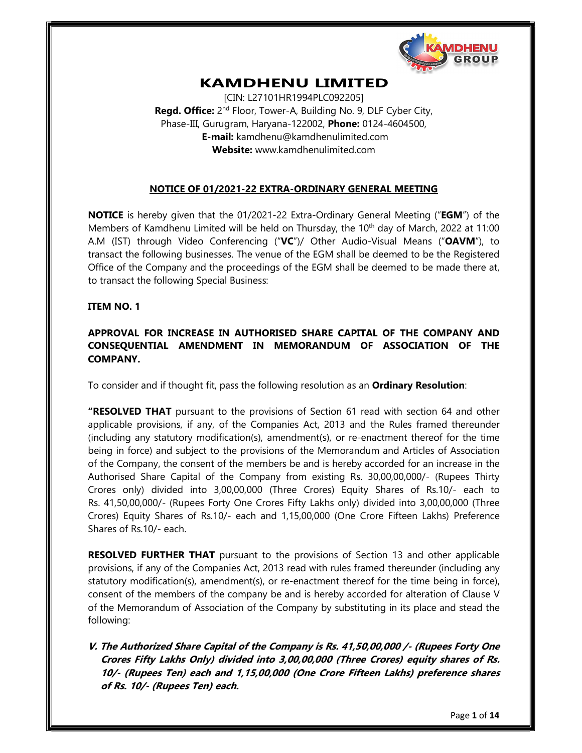# KAMDHENU LIMITED

[CIN: L27101HR1994PLC092205]
**Regd. Office:** 2nd Floor, Tower-A, Building No. 9, DLF Cyber City, Phase-III, Gurugram, Haryana-122002, **Phone:** 0124-4604500,
**E-mail:** kamdhenu@kamdhenulimited.com
**Website:** www.kamdhenulimited.com

## NOTICE OF 01/2021-22 EXTRA-ORDINARY GENERAL MEETING

**NOTICE** is hereby given that the 01/2021-22 Extra-Ordinary General Meeting ("**EGM**") of the Members of Kamdhenu Limited will be held on Thursday, the 10th day of March, 2022 at 11:00 A.M (IST) through Video Conferencing ("**VC**")/ Other Audio-Visual Means ("**OAVM**"), to transact the following businesses. The venue of the EGM shall be deemed to be the Registered Office of the Company and the proceedings of the EGM shall be deemed to be made there at, to transact the following Special Business:

### ITEM NO. 1

### APPROVAL FOR INCREASE IN AUTHORISED SHARE CAPITAL OF THE COMPANY AND CONSEQUENTIAL AMENDMENT IN MEMORANDUM OF ASSOCIATION OF THE COMPANY.

To consider and if thought fit, pass the following resolution as an **Ordinary Resolution**:

**"RESOLVED THAT** pursuant to the provisions of Section 61 read with section 64 and other applicable provisions, if any, of the Companies Act, 2013 and the Rules framed thereunder (including any statutory modification(s), amendment(s), or re-enactment thereof for the time being in force) and subject to the provisions of the Memorandum and Articles of Association of the Company, the consent of the members be and is hereby accorded for an increase in the Authorised Share Capital of the Company from existing Rs. 30,00,00,000/- (Rupees Thirty Crores only) divided into 3,00,00,000 (Three Crores) Equity Shares of Rs.10/- each to Rs. 41,50,00,000/- (Rupees Forty One Crores Fifty Lakhs only) divided into 3,00,00,000 (Three Crores) Equity Shares of Rs.10/- each and 1,15,00,000 (One Crore Fifteen Lakhs) Preference Shares of Rs.10/- each.

**RESOLVED FURTHER THAT** pursuant to the provisions of Section 13 and other applicable provisions, if any of the Companies Act, 2013 read with rules framed thereunder (including any statutory modification(s), amendment(s), or re-enactment thereof for the time being in force), consent of the members of the company be and is hereby accorded for alteration of Clause V of the Memorandum of Association of the Company by substituting in its place and stead the following:

***V. The Authorized Share Capital of the Company is Rs. 41,50,00,000 /- (Rupees Forty One Crores Fifty Lakhs Only) divided into 3,00,00,000 (Three Crores) equity shares of Rs. 10/- (Rupees Ten) each and 1,15,00,000 (One Crore Fifteen Lakhs) preference shares of Rs. 10/- (Rupees Ten) each.***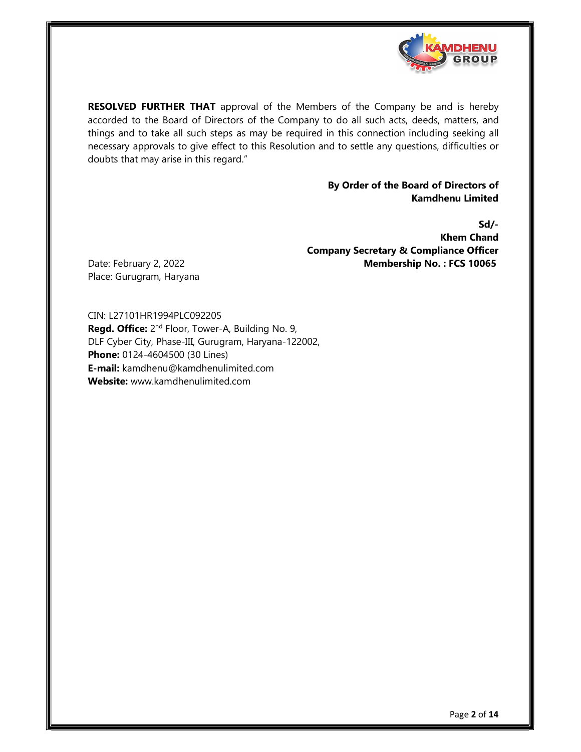**RESOLVED FURTHER THAT** approval of the Members of the Company be and is hereby accorded to the Board of Directors of the Company to do all such acts, deeds, matters, and things and to take all such steps as may be required in this connection including seeking all necessary approvals to give effect to this Resolution and to settle any questions, difficulties or doubts that may arise in this regard."

**By Order of the Board of Directors of Kamdhenu Limited**

**Sd/-**
**Khem Chand**
**Company Secretary & Compliance Officer**
**Membership No. : FCS 10065**

Date: February 2, 2022
Place: Gurugram, Haryana

CIN: L27101HR1994PLC092205
**Regd. Office:** 2nd Floor, Tower-A, Building No. 9, DLF Cyber City, Phase-III, Gurugram, Haryana-122002,
**Phone:** 0124-4604500 (30 Lines)
**E-mail:** kamdhenu@kamdhenulimited.com
**Website:** www.kamdhenulimited.com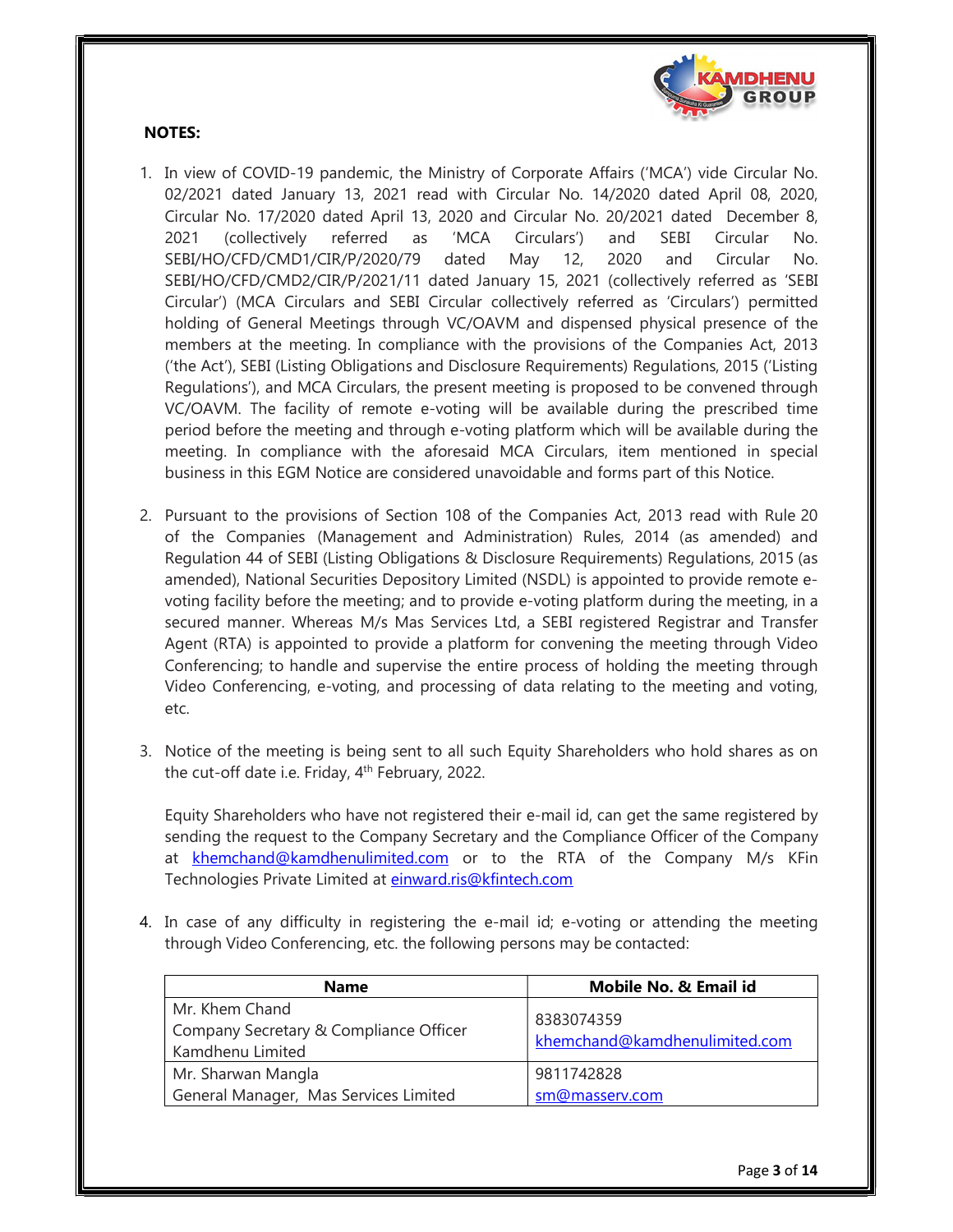**NOTES:**

1. In view of COVID-19 pandemic, the Ministry of Corporate Affairs ('MCA') vide Circular No. 02/2021 dated January 13, 2021 read with Circular No. 14/2020 dated April 08, 2020, Circular No. 17/2020 dated April 13, 2020 and Circular No. 20/2021 dated December 8, 2021 (collectively referred as 'MCA Circulars') and SEBI Circular No. SEBI/HO/CFD/CMD1/CIR/P/2020/79 dated May 12, 2020 and Circular No. SEBI/HO/CFD/CMD2/CIR/P/2021/11 dated January 15, 2021 (collectively referred as 'SEBI Circular') (MCA Circulars and SEBI Circular collectively referred as 'Circulars') permitted holding of General Meetings through VC/OAVM and dispensed physical presence of the members at the meeting. In compliance with the provisions of the Companies Act, 2013 ('the Act'), SEBI (Listing Obligations and Disclosure Requirements) Regulations, 2015 ('Listing Regulations'), and MCA Circulars, the present meeting is proposed to be convened through VC/OAVM. The facility of remote e-voting will be available during the prescribed time period before the meeting and through e-voting platform which will be available during the meeting. In compliance with the aforesaid MCA Circulars, item mentioned in special business in this EGM Notice are considered unavoidable and forms part of this Notice.

2. Pursuant to the provisions of Section 108 of the Companies Act, 2013 read with Rule 20 of the Companies (Management and Administration) Rules, 2014 (as amended) and Regulation 44 of SEBI (Listing Obligations & Disclosure Requirements) Regulations, 2015 (as amended), National Securities Depository Limited (NSDL) is appointed to provide remote e-voting facility before the meeting; and to provide e-voting platform during the meeting, in a secured manner. Whereas M/s Mas Services Ltd, a SEBI registered Registrar and Transfer Agent (RTA) is appointed to provide a platform for convening the meeting through Video Conferencing; to handle and supervise the entire process of holding the meeting through Video Conferencing, e-voting, and processing of data relating to the meeting and voting, etc.

3. Notice of the meeting is being sent to all such Equity Shareholders who hold shares as on the cut-off date i.e. Friday, 4th February, 2022.

   Equity Shareholders who have not registered their e-mail id, can get the same registered by sending the request to the Company Secretary and the Compliance Officer of the Company at khemchand@kamdhenulimited.com or to the RTA of the Company M/s KFin Technologies Private Limited at einward.ris@kfintech.com

4. In case of any difficulty in registering the e-mail id; e-voting or attending the meeting through Video Conferencing, etc. the following persons may be contacted:

| Name | Mobile No. & Email id |
|---|---|
| Mr. Khem Chand<br>Company Secretary & Compliance Officer<br>Kamdhenu Limited | 8383074359<br>khemchand@kamdhenulimited.com |
| Mr. Sharwan Mangla<br>General Manager, Mas Services Limited | 9811742828<br>sm@masserv.com |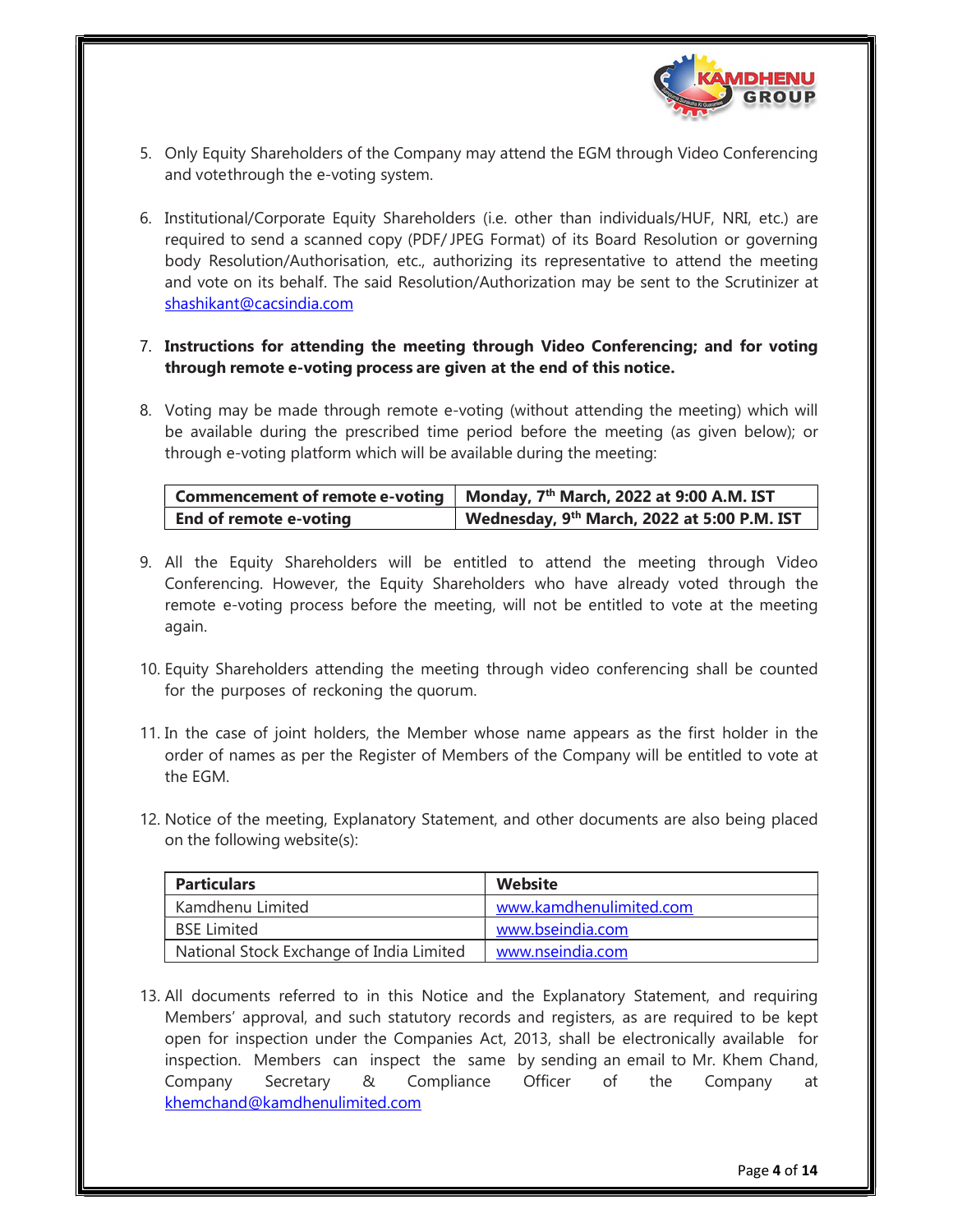5. Only Equity Shareholders of the Company may attend the EGM through Video Conferencing and votethrough the e-voting system.

6. Institutional/Corporate Equity Shareholders (i.e. other than individuals/HUF, NRI, etc.) are required to send a scanned copy (PDF/ JPEG Format) of its Board Resolution or governing body Resolution/Authorisation, etc., authorizing its representative to attend the meeting and vote on its behalf. The said Resolution/Authorization may be sent to the Scrutinizer at shashikant@cacsindia.com

7. **Instructions for attending the meeting through Video Conferencing; and for voting through remote e-voting process are given at the end of this notice.**

8. Voting may be made through remote e-voting (without attending the meeting) which will be available during the prescribed time period before the meeting (as given below); or through e-voting platform which will be available during the meeting:

| **Commencement of remote e-voting** | **Monday, 7th March, 2022 at 9:00 A.M. IST** |
|---|---|
| **End of remote e-voting** | **Wednesday, 9th March, 2022 at 5:00 P.M. IST** |

9. All the Equity Shareholders will be entitled to attend the meeting through Video Conferencing. However, the Equity Shareholders who have already voted through the remote e-voting process before the meeting, will not be entitled to vote at the meeting again.

10. Equity Shareholders attending the meeting through video conferencing shall be counted for the purposes of reckoning the quorum.

11. In the case of joint holders, the Member whose name appears as the first holder in the order of names as per the Register of Members of the Company will be entitled to vote at the EGM.

12. Notice of the meeting, Explanatory Statement, and other documents are also being placed on the following website(s):

| **Particulars** | **Website** |
|---|---|
| Kamdhenu Limited | www.kamdhenulimited.com |
| BSE Limited | www.bseindia.com |
| National Stock Exchange of India Limited | www.nseindia.com |

13. All documents referred to in this Notice and the Explanatory Statement, and requiring Members' approval, and such statutory records and registers, as are required to be kept open for inspection under the Companies Act, 2013, shall be electronically available for inspection. Members can inspect the same by sending an email to Mr. Khem Chand, Company Secretary & Compliance Officer of the Company at khemchand@kamdhenulimited.com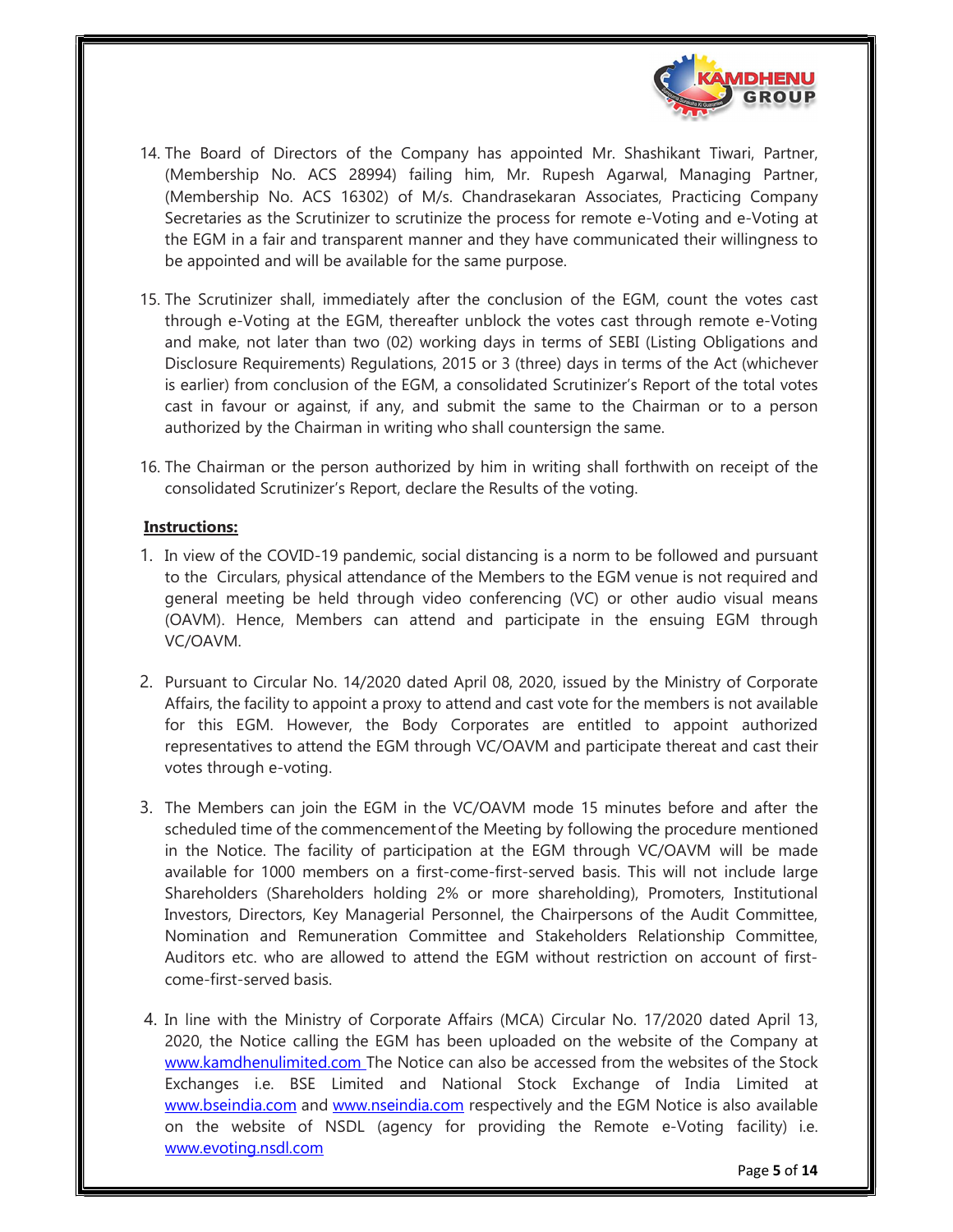14. The Board of Directors of the Company has appointed Mr. Shashikant Tiwari, Partner, (Membership No. ACS 28994) failing him, Mr. Rupesh Agarwal, Managing Partner, (Membership No. ACS 16302) of M/s. Chandrasekaran Associates, Practicing Company Secretaries as the Scrutinizer to scrutinize the process for remote e-Voting and e-Voting at the EGM in a fair and transparent manner and they have communicated their willingness to be appointed and will be available for the same purpose.

15. The Scrutinizer shall, immediately after the conclusion of the EGM, count the votes cast through e-Voting at the EGM, thereafter unblock the votes cast through remote e-Voting and make, not later than two (02) working days in terms of SEBI (Listing Obligations and Disclosure Requirements) Regulations, 2015 or 3 (three) days in terms of the Act (whichever is earlier) from conclusion of the EGM, a consolidated Scrutinizer's Report of the total votes cast in favour or against, if any, and submit the same to the Chairman or to a person authorized by the Chairman in writing who shall countersign the same.

16. The Chairman or the person authorized by him in writing shall forthwith on receipt of the consolidated Scrutinizer's Report, declare the Results of the voting.

**Instructions:**

1. In view of the COVID-19 pandemic, social distancing is a norm to be followed and pursuant to the Circulars, physical attendance of the Members to the EGM venue is not required and general meeting be held through video conferencing (VC) or other audio visual means (OAVM). Hence, Members can attend and participate in the ensuing EGM through VC/OAVM.

2. Pursuant to Circular No. 14/2020 dated April 08, 2020, issued by the Ministry of Corporate Affairs, the facility to appoint a proxy to attend and cast vote for the members is not available for this EGM. However, the Body Corporates are entitled to appoint authorized representatives to attend the EGM through VC/OAVM and participate thereat and cast their votes through e-voting.

3. The Members can join the EGM in the VC/OAVM mode 15 minutes before and after the scheduled time of the commencement of the Meeting by following the procedure mentioned in the Notice. The facility of participation at the EGM through VC/OAVM will be made available for 1000 members on a first-come-first-served basis. This will not include large Shareholders (Shareholders holding 2% or more shareholding), Promoters, Institutional Investors, Directors, Key Managerial Personnel, the Chairpersons of the Audit Committee, Nomination and Remuneration Committee and Stakeholders Relationship Committee, Auditors etc. who are allowed to attend the EGM without restriction on account of first-come-first-served basis.

4. In line with the Ministry of Corporate Affairs (MCA) Circular No. 17/2020 dated April 13, 2020, the Notice calling the EGM has been uploaded on the website of the Company at www.kamdhenulimited.com The Notice can also be accessed from the websites of the Stock Exchanges i.e. BSE Limited and National Stock Exchange of India Limited at www.bseindia.com and www.nseindia.com respectively and the EGM Notice is also available on the website of NSDL (agency for providing the Remote e-Voting facility) i.e. www.evoting.nsdl.com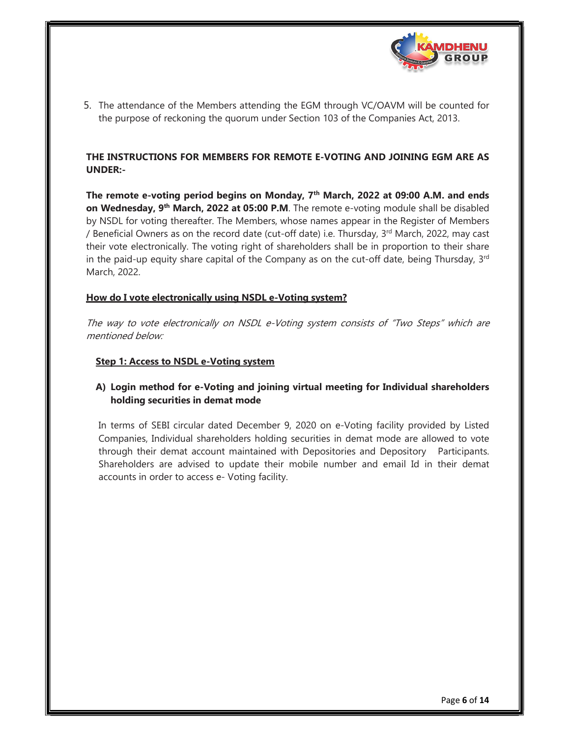5. The attendance of the Members attending the EGM through VC/OAVM will be counted for the purpose of reckoning the quorum under Section 103 of the Companies Act, 2013.

**THE INSTRUCTIONS FOR MEMBERS FOR REMOTE E-VOTING AND JOINING EGM ARE AS UNDER:-**

**The remote e-voting period begins on Monday, 7th March, 2022 at 09:00 A.M. and ends on Wednesday, 9th March, 2022 at 05:00 P.M**. The remote e-voting module shall be disabled by NSDL for voting thereafter. The Members, whose names appear in the Register of Members / Beneficial Owners as on the record date (cut-off date) i.e. Thursday, 3rd March, 2022, may cast their vote electronically. The voting right of shareholders shall be in proportion to their share in the paid-up equity share capital of the Company as on the cut-off date, being Thursday, 3rd March, 2022.

**How do I vote electronically using NSDL e-Voting system?**

*The way to vote electronically on NSDL e-Voting system consists of "Two Steps" which are mentioned below:*

**Step 1: Access to NSDL e-Voting system**

**A) Login method for e-Voting and joining virtual meeting for Individual shareholders holding securities in demat mode**

In terms of SEBI circular dated December 9, 2020 on e-Voting facility provided by Listed Companies, Individual shareholders holding securities in demat mode are allowed to vote through their demat account maintained with Depositories and Depository Participants. Shareholders are advised to update their mobile number and email Id in their demat accounts in order to access e- Voting facility.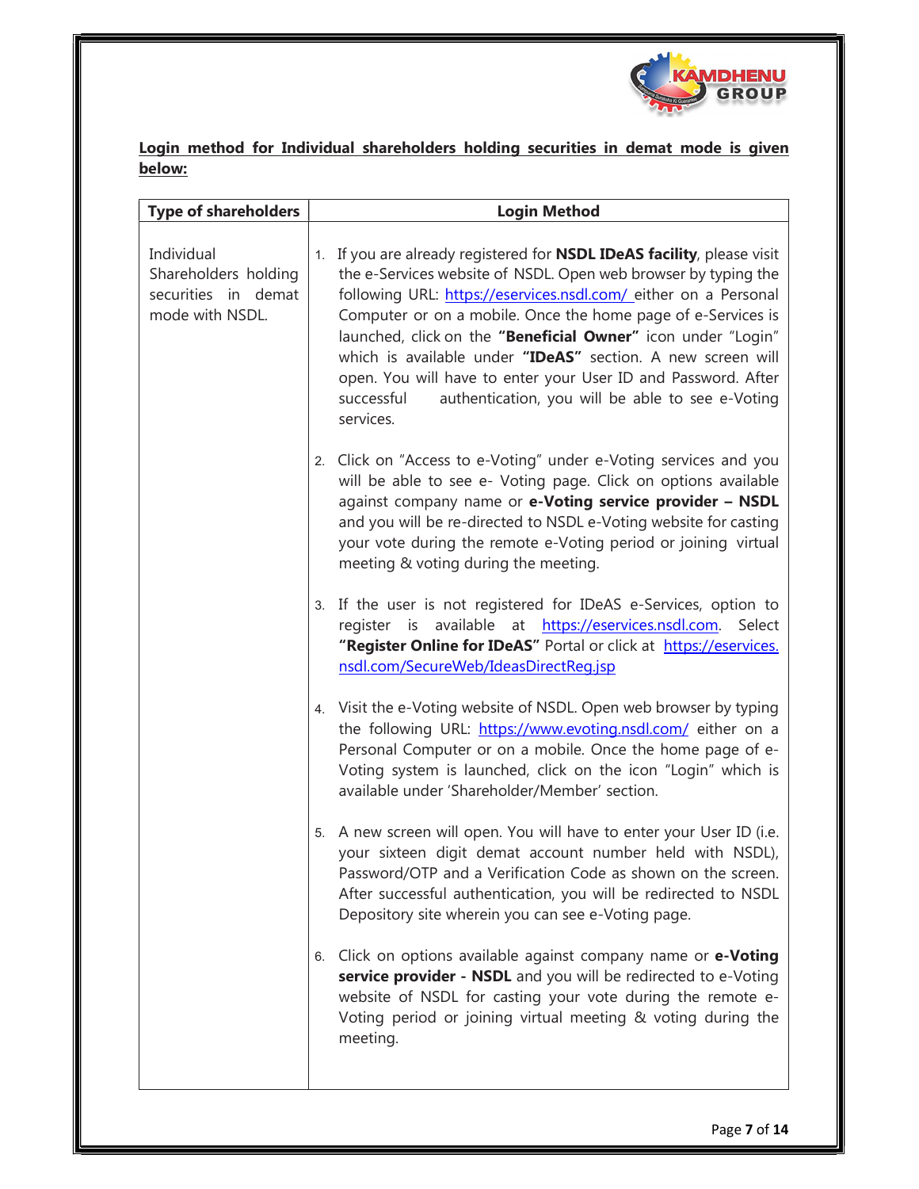**Login method for Individual shareholders holding securities in demat mode is given below:**

| Type of shareholders | Login Method |
|---|---|
| Individual Shareholders holding securities in demat mode with NSDL. | 1. If you are already registered for **NSDL IDeAS facility**, please visit the e-Services website of NSDL. Open web browser by typing the following URL: https://eservices.nsdl.com/ either on a Personal Computer or on a mobile. Once the home page of e-Services is launched, click on the **"Beneficial Owner"** icon under "Login" which is available under **"IDeAS"** section. A new screen will open. You will have to enter your User ID and Password. After successful authentication, you will be able to see e-Voting services.<br><br>2. Click on "Access to e-Voting" under e-Voting services and you will be able to see e- Voting page. Click on options available against company name or **e-Voting service provider – NSDL** and you will be re-directed to NSDL e-Voting website for casting your vote during the remote e-Voting period or joining virtual meeting & voting during the meeting.<br><br>3. If the user is not registered for IDeAS e-Services, option to register is available at https://eservices.nsdl.com. Select **"Register Online for IDeAS"** Portal or click at https://eservices.nsdl.com/SecureWeb/IdeasDirectReg.jsp<br><br>4. Visit the e-Voting website of NSDL. Open web browser by typing the following URL: https://www.evoting.nsdl.com/ either on a Personal Computer or on a mobile. Once the home page of e-Voting system is launched, click on the icon "Login" which is available under 'Shareholder/Member' section.<br><br>5. A new screen will open. You will have to enter your User ID (i.e. your sixteen digit demat account number held with NSDL), Password/OTP and a Verification Code as shown on the screen. After successful authentication, you will be redirected to NSDL Depository site wherein you can see e-Voting page.<br><br>6. Click on options available against company name or **e-Voting service provider - NSDL** and you will be redirected to e-Voting website of NSDL for casting your vote during the remote e-Voting period or joining virtual meeting & voting during the meeting. |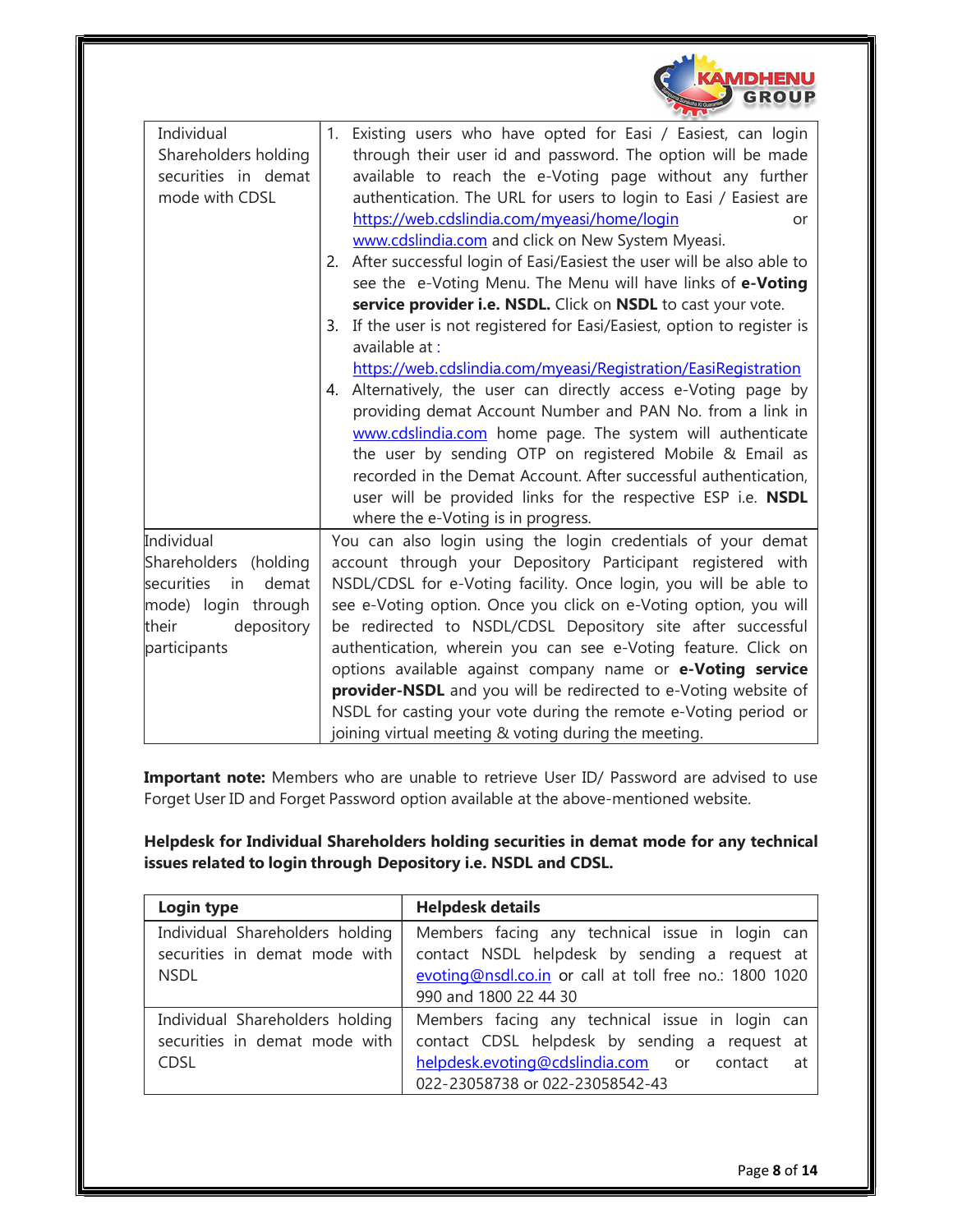| | |
|---|---|
| Individual Shareholders holding securities in demat mode with CDSL | 1. Existing users who have opted for Easi / Easiest, can login through their user id and password. The option will be made available to reach the e-Voting page without any further authentication. The URL for users to login to Easi / Easiest are https://web.cdslindia.com/myeasi/home/login or www.cdslindia.com and click on New System Myeasi.<br>2. After successful login of Easi/Easiest the user will be also able to see the e-Voting Menu. The Menu will have links of **e-Voting service provider i.e. NSDL.** Click on **NSDL** to cast your vote.<br>3. If the user is not registered for Easi/Easiest, option to register is available at : https://web.cdslindia.com/myeasi/Registration/EasiRegistration<br>4. Alternatively, the user can directly access e-Voting page by providing demat Account Number and PAN No. from a link in www.cdslindia.com home page. The system will authenticate the user by sending OTP on registered Mobile & Email as recorded in the Demat Account. After successful authentication, user will be provided links for the respective ESP i.e. **NSDL** where the e-Voting is in progress. |
| Individual Shareholders (holding securities in demat mode) login through their depository participants | You can also login using the login credentials of your demat account through your Depository Participant registered with NSDL/CDSL for e-Voting facility. Once login, you will be able to see e-Voting option. Once you click on e-Voting option, you will be redirected to NSDL/CDSL Depository site after successful authentication, wherein you can see e-Voting feature. Click on options available against company name or **e-Voting service provider-NSDL** and you will be redirected to e-Voting website of NSDL for casting your vote during the remote e-Voting period or joining virtual meeting & voting during the meeting. |

**Important note:** Members who are unable to retrieve User ID/ Password are advised to use Forget User ID and Forget Password option available at the above-mentioned website.

**Helpdesk for Individual Shareholders holding securities in demat mode for any technical issues related to login through Depository i.e. NSDL and CDSL.**

| **Login type** | **Helpdesk details** |
|---|---|
| Individual Shareholders holding securities in demat mode with NSDL | Members facing any technical issue in login can contact NSDL helpdesk by sending a request at evoting@nsdl.co.in or call at toll free no.: 1800 1020 990 and 1800 22 44 30 |
| Individual Shareholders holding securities in demat mode with CDSL | Members facing any technical issue in login can contact CDSL helpdesk by sending a request at helpdesk.evoting@cdslindia.com or contact at 022-23058738 or 022-23058542-43 |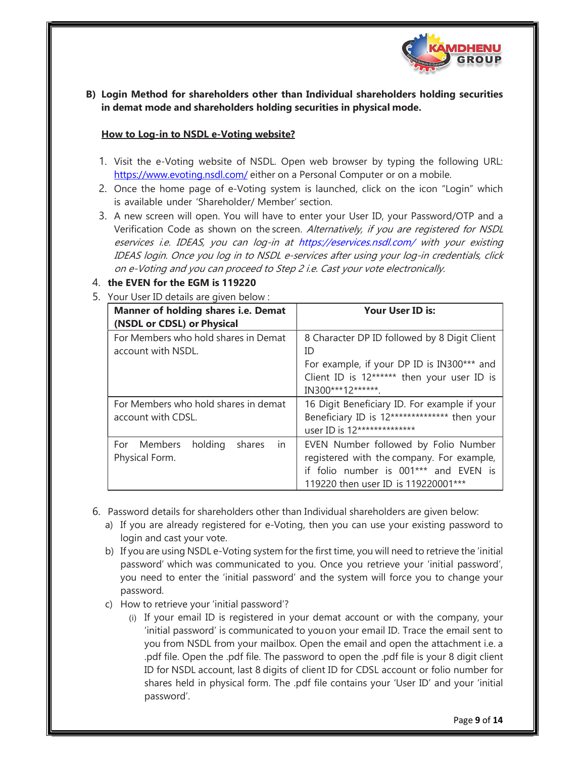**B) Login Method for shareholders other than Individual shareholders holding securities in demat mode and shareholders holding securities in physical mode.**

**How to Log-in to NSDL e-Voting website?**

1. Visit the e-Voting website of NSDL. Open web browser by typing the following URL: https://www.evoting.nsdl.com/ either on a Personal Computer or on a mobile.
2. Once the home page of e-Voting system is launched, click on the icon "Login" which is available under 'Shareholder/ Member' section.
3. A new screen will open. You will have to enter your User ID, your Password/OTP and a Verification Code as shown on the screen. *Alternatively, if you are registered for NSDL eservices i.e. IDEAS, you can log-in at https://eservices.nsdl.com/ with your existing IDEAS login. Once you log in to NSDL e-services after using your log-in credentials, click on e-Voting and you can proceed to Step 2 i.e. Cast your vote electronically.*
4. **the EVEN for the EGM is 119220**
5. Your User ID details are given below :

| Manner of holding shares i.e. Demat (NSDL or CDSL) or Physical | Your User ID is: |
|---|---|
| For Members who hold shares in Demat account with NSDL. | 8 Character DP ID followed by 8 Digit Client ID<br>For example, if your DP ID is IN300*** and Client ID is 12****** then your user ID is IN300***12******. |
| For Members who hold shares in demat account with CDSL. | 16 Digit Beneficiary ID. For example if your Beneficiary ID is 12************** then your user ID is 12************** |
| For Members holding shares in Physical Form. | EVEN Number followed by Folio Number registered with the company. For example, if folio number is 001*** and EVEN is 119220 then user ID is 119220001*** |

6. Password details for shareholders other than Individual shareholders are given below:
   a) If you are already registered for e-Voting, then you can use your existing password to login and cast your vote.
   b) If you are using NSDL e-Voting system for the first time, you will need to retrieve the 'initial password' which was communicated to you. Once you retrieve your 'initial password', you need to enter the 'initial password' and the system will force you to change your password.
   c) How to retrieve your 'initial password'?
      (i) If your email ID is registered in your demat account or with the company, your 'initial password' is communicated to you on your email ID. Trace the email sent to you from NSDL from your mailbox. Open the email and open the attachment i.e. a .pdf file. Open the .pdf file. The password to open the .pdf file is your 8 digit client ID for NSDL account, last 8 digits of client ID for CDSL account or folio number for shares held in physical form. The .pdf file contains your 'User ID' and your 'initial password'.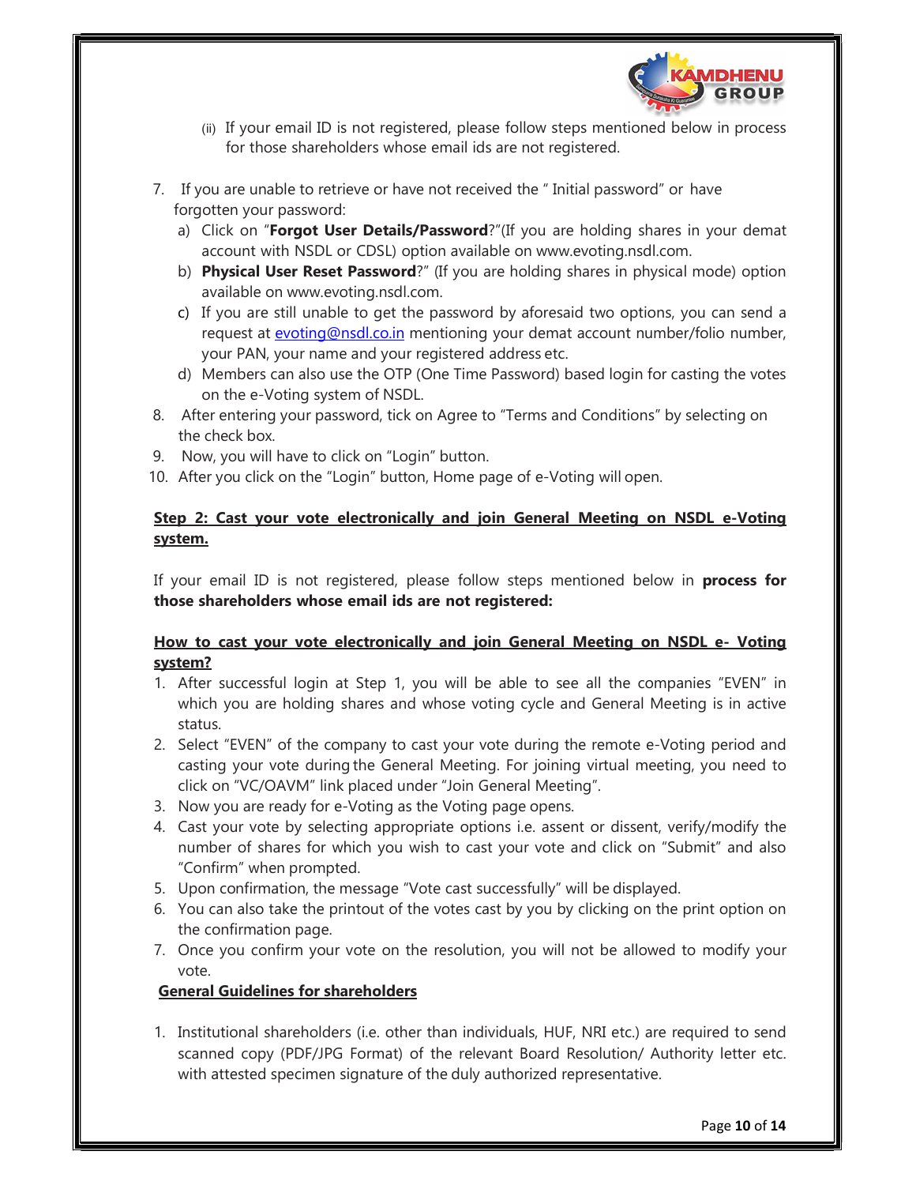(ii) If your email ID is not registered, please follow steps mentioned below in process for those shareholders whose email ids are not registered.

7. If you are unable to retrieve or have not received the " Initial password" or have forgotten your password:
   a) Click on "**Forgot User Details/Password**?"(If you are holding shares in your demat account with NSDL or CDSL) option available on www.evoting.nsdl.com.
   b) **Physical User Reset Password**?" (If you are holding shares in physical mode) option available on www.evoting.nsdl.com.
   c) If you are still unable to get the password by aforesaid two options, you can send a request at evoting@nsdl.co.in mentioning your demat account number/folio number, your PAN, your name and your registered address etc.
   d) Members can also use the OTP (One Time Password) based login for casting the votes on the e-Voting system of NSDL.
8. After entering your password, tick on Agree to "Terms and Conditions" by selecting on the check box.
9. Now, you will have to click on "Login" button.
10. After you click on the "Login" button, Home page of e-Voting will open.

**Step 2: Cast your vote electronically and join General Meeting on NSDL e-Voting system.**

If your email ID is not registered, please follow steps mentioned below in **process for those shareholders whose email ids are not registered:**

**How to cast your vote electronically and join General Meeting on NSDL e- Voting system?**

1. After successful login at Step 1, you will be able to see all the companies "EVEN" in which you are holding shares and whose voting cycle and General Meeting is in active status.
2. Select "EVEN" of the company to cast your vote during the remote e-Voting period and casting your vote during the General Meeting. For joining virtual meeting, you need to click on "VC/OAVM" link placed under "Join General Meeting".
3. Now you are ready for e-Voting as the Voting page opens.
4. Cast your vote by selecting appropriate options i.e. assent or dissent, verify/modify the number of shares for which you wish to cast your vote and click on "Submit" and also "Confirm" when prompted.
5. Upon confirmation, the message "Vote cast successfully" will be displayed.
6. You can also take the printout of the votes cast by you by clicking on the print option on the confirmation page.
7. Once you confirm your vote on the resolution, you will not be allowed to modify your vote.

**General Guidelines for shareholders**

1. Institutional shareholders (i.e. other than individuals, HUF, NRI etc.) are required to send scanned copy (PDF/JPG Format) of the relevant Board Resolution/ Authority letter etc. with attested specimen signature of the duly authorized representative.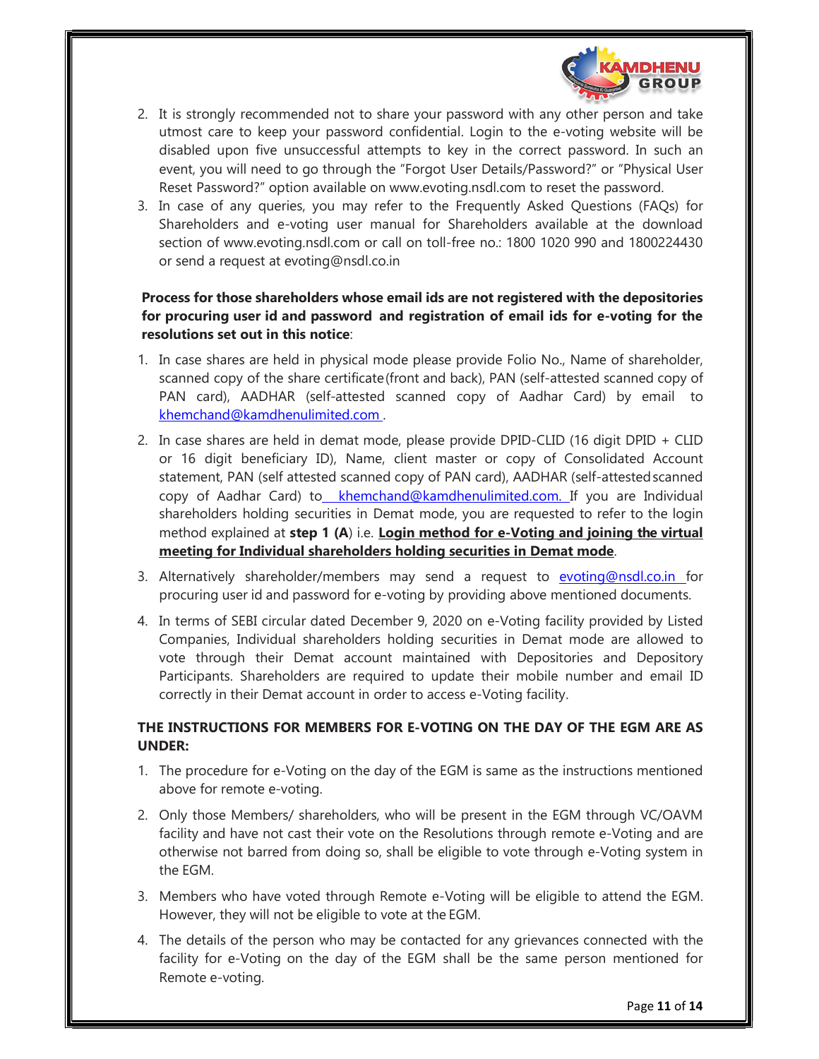2. It is strongly recommended not to share your password with any other person and take utmost care to keep your password confidential. Login to the e-voting website will be disabled upon five unsuccessful attempts to key in the correct password. In such an event, you will need to go through the "Forgot User Details/Password?" or "Physical User Reset Password?" option available on www.evoting.nsdl.com to reset the password.
3. In case of any queries, you may refer to the Frequently Asked Questions (FAQs) for Shareholders and e-voting user manual for Shareholders available at the download section of www.evoting.nsdl.com or call on toll-free no.: 1800 1020 990 and 1800224430 or send a request at evoting@nsdl.co.in

**Process for those shareholders whose email ids are not registered with the depositories for procuring user id and password and registration of email ids for e-voting for the resolutions set out in this notice**:

1. In case shares are held in physical mode please provide Folio No., Name of shareholder, scanned copy of the share certificate (front and back), PAN (self-attested scanned copy of PAN card), AADHAR (self-attested scanned copy of Aadhar Card) by email to khemchand@kamdhenulimited.com .
2. In case shares are held in demat mode, please provide DPID-CLID (16 digit DPID + CLID or 16 digit beneficiary ID), Name, client master or copy of Consolidated Account statement, PAN (self attested scanned copy of PAN card), AADHAR (self-attested scanned copy of Aadhar Card) to khemchand@kamdhenulimited.com. If you are Individual shareholders holding securities in Demat mode, you are requested to refer to the login method explained at **step 1 (A**) i.e. **Login method for e-Voting and joining the virtual meeting for Individual shareholders holding securities in Demat mode**.
3. Alternatively shareholder/members may send a request to evoting@nsdl.co.in for procuring user id and password for e-voting by providing above mentioned documents.
4. In terms of SEBI circular dated December 9, 2020 on e-Voting facility provided by Listed Companies, Individual shareholders holding securities in Demat mode are allowed to vote through their Demat account maintained with Depositories and Depository Participants. Shareholders are required to update their mobile number and email ID correctly in their Demat account in order to access e-Voting facility.

**THE INSTRUCTIONS FOR MEMBERS FOR E-VOTING ON THE DAY OF THE EGM ARE AS UNDER:**

1. The procedure for e-Voting on the day of the EGM is same as the instructions mentioned above for remote e-voting.
2. Only those Members/ shareholders, who will be present in the EGM through VC/OAVM facility and have not cast their vote on the Resolutions through remote e-Voting and are otherwise not barred from doing so, shall be eligible to vote through e-Voting system in the EGM.
3. Members who have voted through Remote e-Voting will be eligible to attend the EGM. However, they will not be eligible to vote at the EGM.
4. The details of the person who may be contacted for any grievances connected with the facility for e-Voting on the day of the EGM shall be the same person mentioned for Remote e-voting.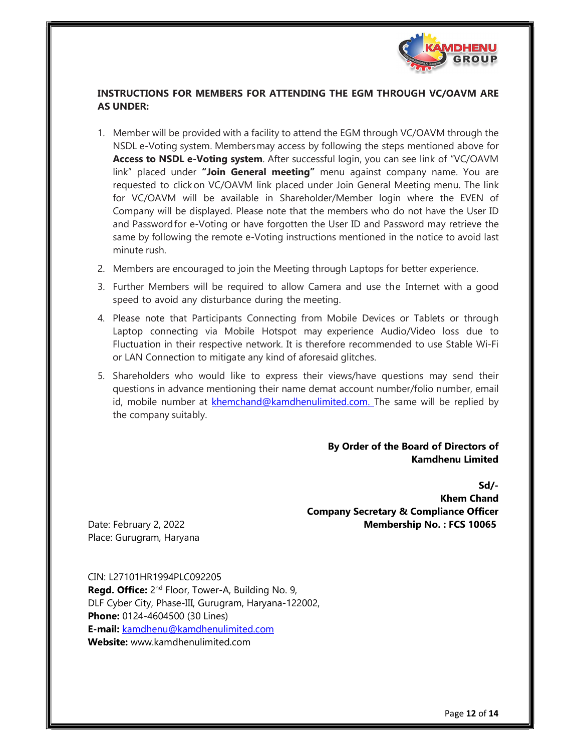## INSTRUCTIONS FOR MEMBERS FOR ATTENDING THE EGM THROUGH VC/OAVM ARE AS UNDER:

1. Member will be provided with a facility to attend the EGM through VC/OAVM through the NSDL e-Voting system. Members may access by following the steps mentioned above for **Access to NSDL e-Voting system**. After successful login, you can see link of "VC/OAVM link" placed under **"Join General meeting"** menu against company name. You are requested to click on VC/OAVM link placed under Join General Meeting menu. The link for VC/OAVM will be available in Shareholder/Member login where the EVEN of Company will be displayed. Please note that the members who do not have the User ID and Password for e-Voting or have forgotten the User ID and Password may retrieve the same by following the remote e-Voting instructions mentioned in the notice to avoid last minute rush.
2. Members are encouraged to join the Meeting through Laptops for better experience.
3. Further Members will be required to allow Camera and use the Internet with a good speed to avoid any disturbance during the meeting.
4. Please note that Participants Connecting from Mobile Devices or Tablets or through Laptop connecting via Mobile Hotspot may experience Audio/Video loss due to Fluctuation in their respective network. It is therefore recommended to use Stable Wi-Fi or LAN Connection to mitigate any kind of aforesaid glitches.
5. Shareholders who would like to express their views/have questions may send their questions in advance mentioning their name demat account number/folio number, email id, mobile number at khemchand@kamdhenulimited.com. The same will be replied by the company suitably.

**By Order of the Board of Directors of**
**Kamdhenu Limited**

**Sd/-**
**Khem Chand**
**Company Secretary & Compliance Officer**
**Membership No. : FCS 10065**

Date: February 2, 2022
Place: Gurugram, Haryana

CIN: L27101HR1994PLC092205
**Regd. Office:** 2nd Floor, Tower-A, Building No. 9,
DLF Cyber City, Phase-III, Gurugram, Haryana-122002,
**Phone:** 0124-4604500 (30 Lines)
**E-mail:** kamdhenu@kamdhenulimited.com
**Website:** www.kamdhenulimited.com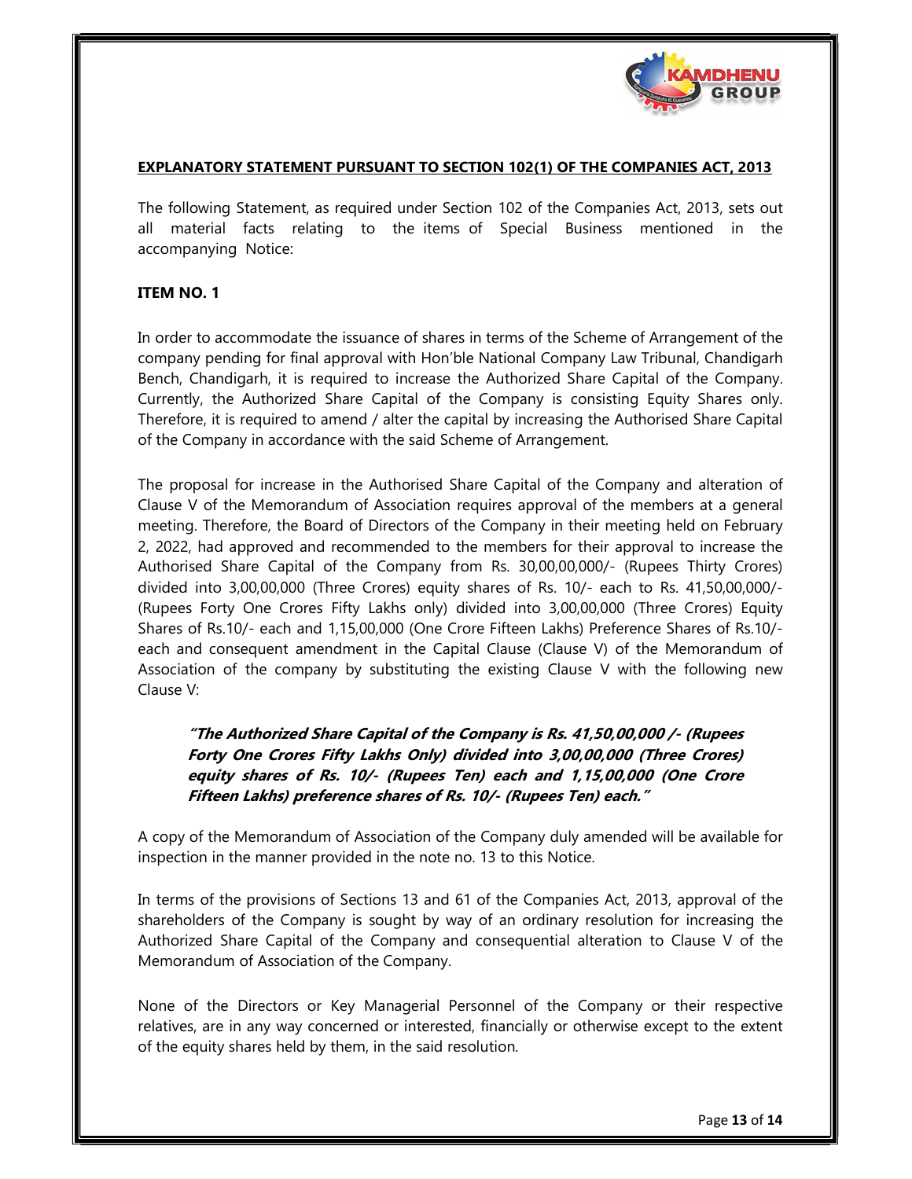## EXPLANATORY STATEMENT PURSUANT TO SECTION 102(1) OF THE COMPANIES ACT, 2013

The following Statement, as required under Section 102 of the Companies Act, 2013, sets out all material facts relating to the items of Special Business mentioned in the accompanying Notice:

### ITEM NO. 1

In order to accommodate the issuance of shares in terms of the Scheme of Arrangement of the company pending for final approval with Hon'ble National Company Law Tribunal, Chandigarh Bench, Chandigarh, it is required to increase the Authorized Share Capital of the Company. Currently, the Authorized Share Capital of the Company is consisting Equity Shares only. Therefore, it is required to amend / alter the capital by increasing the Authorised Share Capital of the Company in accordance with the said Scheme of Arrangement.

The proposal for increase in the Authorised Share Capital of the Company and alteration of Clause V of the Memorandum of Association requires approval of the members at a general meeting. Therefore, the Board of Directors of the Company in their meeting held on February 2, 2022, had approved and recommended to the members for their approval to increase the Authorised Share Capital of the Company from Rs. 30,00,00,000/- (Rupees Thirty Crores) divided into 3,00,00,000 (Three Crores) equity shares of Rs. 10/- each to Rs. 41,50,00,000/- (Rupees Forty One Crores Fifty Lakhs only) divided into 3,00,00,000 (Three Crores) Equity Shares of Rs.10/- each and 1,15,00,000 (One Crore Fifteen Lakhs) Preference Shares of Rs.10/- each and consequent amendment in the Capital Clause (Clause V) of the Memorandum of Association of the company by substituting the existing Clause V with the following new Clause V:

> ***"The Authorized Share Capital of the Company is Rs. 41,50,00,000 /- (Rupees Forty One Crores Fifty Lakhs Only) divided into 3,00,00,000 (Three Crores) equity shares of Rs. 10/- (Rupees Ten) each and 1,15,00,000 (One Crore Fifteen Lakhs) preference shares of Rs. 10/- (Rupees Ten) each."***

A copy of the Memorandum of Association of the Company duly amended will be available for inspection in the manner provided in the note no. 13 to this Notice.

In terms of the provisions of Sections 13 and 61 of the Companies Act, 2013, approval of the shareholders of the Company is sought by way of an ordinary resolution for increasing the Authorized Share Capital of the Company and consequential alteration to Clause V of the Memorandum of Association of the Company.

None of the Directors or Key Managerial Personnel of the Company or their respective relatives, are in any way concerned or interested, financially or otherwise except to the extent of the equity shares held by them, in the said resolution.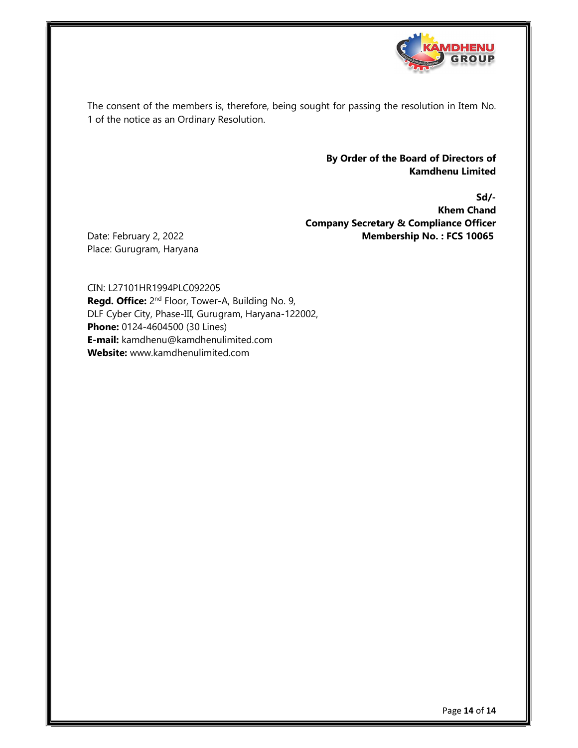The consent of the members is, therefore, being sought for passing the resolution in Item No. 1 of the notice as an Ordinary Resolution.

**By Order of the Board of Directors of**
**Kamdhenu Limited**

**Sd/-**
**Khem Chand**
**Company Secretary & Compliance Officer**
**Membership No. : FCS 10065**

Date: February 2, 2022
Place: Gurugram, Haryana

CIN: L27101HR1994PLC092205
**Regd. Office:** 2nd Floor, Tower-A, Building No. 9, DLF Cyber City, Phase-III, Gurugram, Haryana-122002,
**Phone:** 0124-4604500 (30 Lines)
**E-mail:** kamdhenu@kamdhenulimited.com
**Website:** www.kamdhenulimited.com